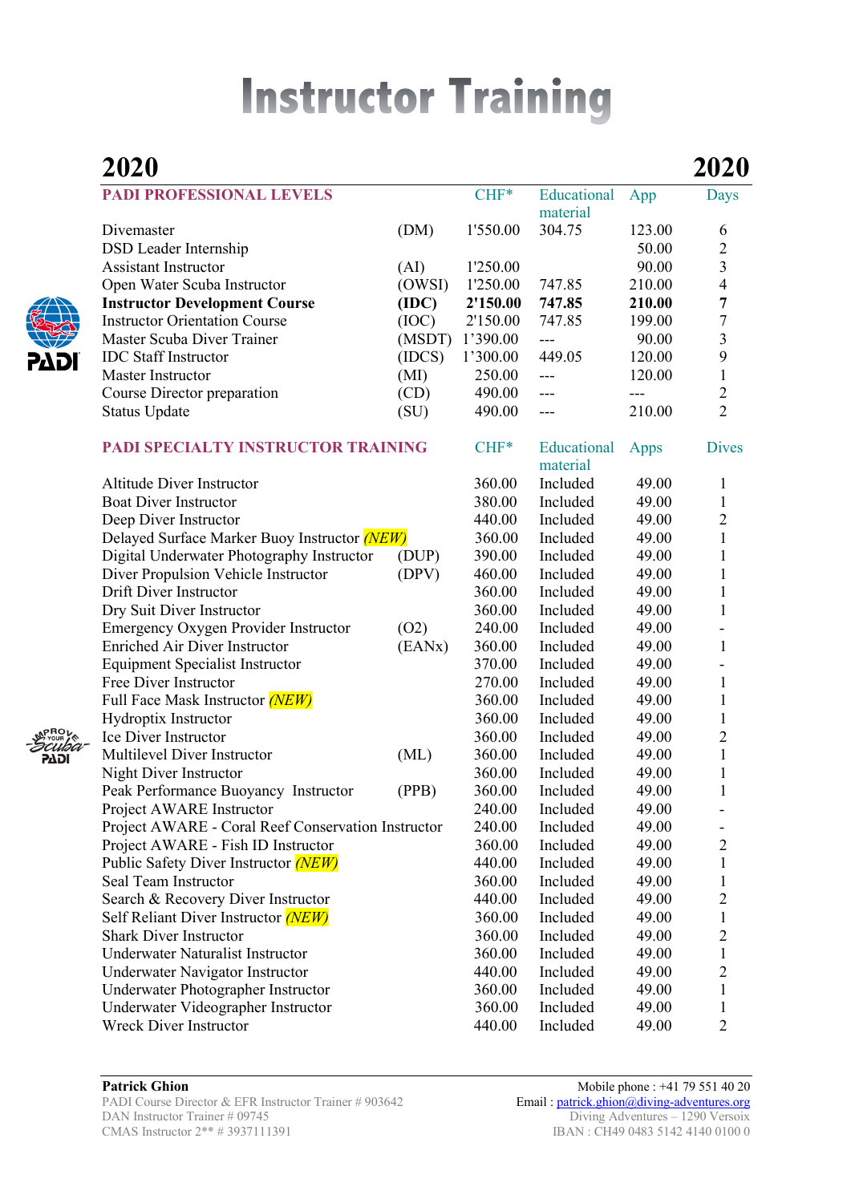# Instructor Training

## 2020 2020

| PADI PROFESSIONAL LEVELS | | CHF* | Educational material | App | Days |
|---|---|---|---|---|---|
| Divemaster | (DM) | 1'550.00 | 304.75 | 123.00 | 6 |
| DSD Leader Internship | | | | 50.00 | 2 |
| Assistant Instructor | (AI) | 1'250.00 | | 90.00 | 3 |
| Open Water Scuba Instructor | (OWSI) | 1'250.00 | 747.85 | 210.00 | 4 |
| **Instructor Development Course** | **(IDC)** | **2'150.00** | **747.85** | **210.00** | **7** |
| Instructor Orientation Course | (IOC) | 2'150.00 | 747.85 | 199.00 | 7 |
| Master Scuba Diver Trainer | (MSDT) | 1'390.00 | --- | 90.00 | 3 |
| IDC Staff Instructor | (IDCS) | 1'300.00 | 449.05 | 120.00 | 9 |
| Master Instructor | (MI) | 250.00 | --- | 120.00 | 1 |
| Course Director preparation | (CD) | 490.00 | --- | --- | 2 |
| Status Update | (SU) | 490.00 | --- | 210.00 | 2 |

| PADI SPECIALTY INSTRUCTOR TRAINING | | CHF* | Educational material | Apps | Dives |
|---|---|---|---|---|---|
| Altitude Diver Instructor | | 360.00 | Included | 49.00 | 1 |
| Boat Diver Instructor | | 380.00 | Included | 49.00 | 1 |
| Deep Diver Instructor | | 440.00 | Included | 49.00 | 2 |
| Delayed Surface Marker Buoy Instructor *(NEW)* | | 360.00 | Included | 49.00 | 1 |
| Digital Underwater Photography Instructor | (DUP) | 390.00 | Included | 49.00 | 1 |
| Diver Propulsion Vehicle Instructor | (DPV) | 460.00 | Included | 49.00 | 1 |
| Drift Diver Instructor | | 360.00 | Included | 49.00 | 1 |
| Dry Suit Diver Instructor | | 360.00 | Included | 49.00 | 1 |
| Emergency Oxygen Provider Instructor | (O2) | 240.00 | Included | 49.00 | - |
| Enriched Air Diver Instructor | (EANx) | 360.00 | Included | 49.00 | 1 |
| Equipment Specialist Instructor | | 370.00 | Included | 49.00 | - |
| Free Diver Instructor | | 270.00 | Included | 49.00 | 1 |
| Full Face Mask Instructor *(NEW)* | | 360.00 | Included | 49.00 | 1 |
| Hydroptix Instructor | | 360.00 | Included | 49.00 | 1 |
| Ice Diver Instructor | | 360.00 | Included | 49.00 | 2 |
| Multilevel Diver Instructor | (ML) | 360.00 | Included | 49.00 | 1 |
| Night Diver Instructor | | 360.00 | Included | 49.00 | 1 |
| Peak Performance Buoyancy Instructor | (PPB) | 360.00 | Included | 49.00 | 1 |
| Project AWARE Instructor | | 240.00 | Included | 49.00 | - |
| Project AWARE - Coral Reef Conservation Instructor | | 240.00 | Included | 49.00 | - |
| Project AWARE - Fish ID Instructor | | 360.00 | Included | 49.00 | 2 |
| Public Safety Diver Instructor *(NEW)* | | 440.00 | Included | 49.00 | 1 |
| Seal Team Instructor | | 360.00 | Included | 49.00 | 1 |
| Search & Recovery Diver Instructor | | 440.00 | Included | 49.00 | 2 |
| Self Reliant Diver Instructor *(NEW)* | | 360.00 | Included | 49.00 | 1 |
| Shark Diver Instructor | | 360.00 | Included | 49.00 | 2 |
| Underwater Naturalist Instructor | | 360.00 | Included | 49.00 | 1 |
| Underwater Navigator Instructor | | 440.00 | Included | 49.00 | 2 |
| Underwater Photographer Instructor | | 360.00 | Included | 49.00 | 1 |
| Underwater Videographer Instructor | | 360.00 | Included | 49.00 | 1 |
| Wreck Diver Instructor | | 440.00 | Included | 49.00 | 2 |

**Patrick Ghion**
PADI Course Director & EFR Instructor Trainer # 903642
DAN Instructor Trainer # 09745
CMAS Instructor 2** # 3937111391

Mobile phone : +41 79 551 40 20
Email : patrick.ghion@diving-adventures.org
Diving Adventures – 1290 Versoix
IBAN : CH49 0483 5142 4140 0100 0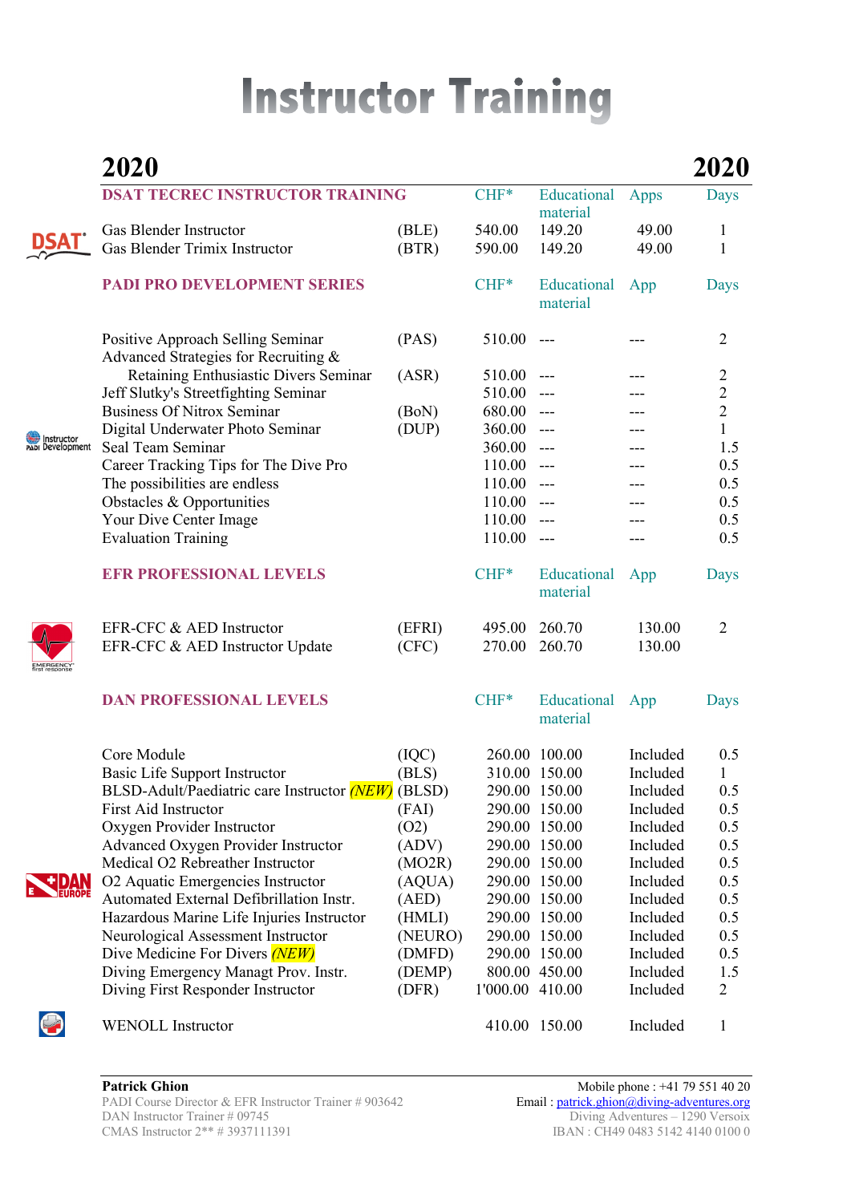# Instructor Training

## 2020

| DSAT TECREC INSTRUCTOR TRAINING | | CHF* | Educational material | Apps | Days |
|---|---|---|---|---|---|
| Gas Blender Instructor | (BLE) | 540.00 | 149.20 | 49.00 | 1 |
| Gas Blender Trimix Instructor | (BTR) | 590.00 | 149.20 | 49.00 | 1 |

| PADI PRO DEVELOPMENT SERIES | | CHF* | Educational material | App | Days |
|---|---|---|---|---|---|
| Positive Approach Selling Seminar | (PAS) | 510.00 | --- | --- | 2 |
| Advanced Strategies for Recruiting & Retaining Enthusiastic Divers Seminar | (ASR) | 510.00 | --- | --- | 2 |
| Jeff Slutky's Streetfighting Seminar | | 510.00 | --- | --- | 2 |
| Business Of Nitrox Seminar | (BoN) | 680.00 | --- | --- | 2 |
| Digital Underwater Photo Seminar | (DUP) | 360.00 | --- | --- | 1 |
| Seal Team Seminar | | 360.00 | --- | --- | 1.5 |
| Career Tracking Tips for The Dive Pro | | 110.00 | --- | --- | 0.5 |
| The possibilities are endless | | 110.00 | --- | --- | 0.5 |
| Obstacles & Opportunities | | 110.00 | --- | --- | 0.5 |
| Your Dive Center Image | | 110.00 | --- | --- | 0.5 |
| Evaluation Training | | 110.00 | --- | --- | 0.5 |

| EFR PROFESSIONAL LEVELS | | CHF* | Educational material | App | Days |
|---|---|---|---|---|---|
| EFR-CFC & AED Instructor | (EFRI) | 495.00 | 260.70 | 130.00 | 2 |
| EFR-CFC & AED Instructor Update | (CFC) | 270.00 | 260.70 | 130.00 | |

| DAN PROFESSIONAL LEVELS | | CHF* | Educational material | App | Days |
|---|---|---|---|---|---|
| Core Module | (IQC) | 260.00 | 100.00 | Included | 0.5 |
| Basic Life Support Instructor | (BLS) | 310.00 | 150.00 | Included | 1 |
| BLSD-Adult/Paediatric care Instructor *(NEW)* | (BLSD) | 290.00 | 150.00 | Included | 0.5 |
| First Aid Instructor | (FAI) | 290.00 | 150.00 | Included | 0.5 |
| Oxygen Provider Instructor | (O2) | 290.00 | 150.00 | Included | 0.5 |
| Advanced Oxygen Provider Instructor | (ADV) | 290.00 | 150.00 | Included | 0.5 |
| Medical O2 Rebreather Instructor | (MO2R) | 290.00 | 150.00 | Included | 0.5 |
| O2 Aquatic Emergencies Instructor | (AQUA) | 290.00 | 150.00 | Included | 0.5 |
| Automated External Defibrillation Instr. | (AED) | 290.00 | 150.00 | Included | 0.5 |
| Hazardous Marine Life Injuries Instructor | (HMLI) | 290.00 | 150.00 | Included | 0.5 |
| Neurological Assessment Instructor | (NEURO) | 290.00 | 150.00 | Included | 0.5 |
| Dive Medicine For Divers *(NEW)* | (DMFD) | 290.00 | 150.00 | Included | 0.5 |
| Diving Emergency Managt Prov. Instr. | (DEMP) | 800.00 | 450.00 | Included | 1.5 |
| Diving First Responder Instructor | (DFR) | 1'000.00 | 410.00 | Included | 2 |
| WENOLL Instructor | | 410.00 | 150.00 | Included | 1 |

**Patrick Ghion**
PADI Course Director & EFR Instructor Trainer # 903642
DAN Instructor Trainer # 09745
CMAS Instructor 2** # 3937111391

Mobile phone : +41 79 551 40 20
Email : patrick.ghion@diving-adventures.org
Diving Adventures – 1290 Versoix
IBAN : CH49 0483 5142 4140 0100 0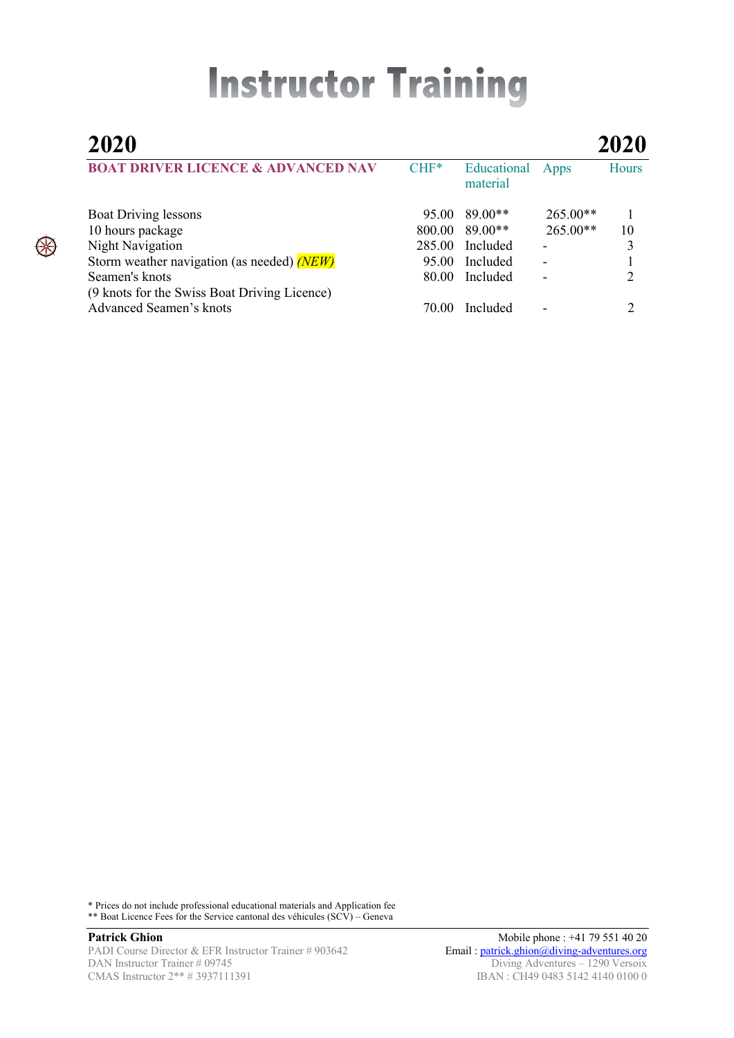# Instructor Training

## 2020 2020

| BOAT DRIVER LICENCE & ADVANCED NAV | CHF* | Educational material | Apps | Hours |
|---|---|---|---|---|
| Boat Driving lessons | 95.00 | 89.00** | 265.00** | 1 |
| 10 hours package | 800.00 | 89.00** | 265.00** | 10 |
| Night Navigation | 285.00 | Included | - | 3 |
| Storm weather navigation (as needed) *(NEW)* | 95.00 | Included | - | 1 |
| Seamen's knots (9 knots for the Swiss Boat Driving Licence) | 80.00 | Included | - | 2 |
| Advanced Seamen's knots | 70.00 | Included | - | 2 |

\* Prices do not include professional educational materials and Application fee
\*\* Boat Licence Fees for the Service cantonal des véhicules (SCV) – Geneva

**Patrick Ghion**
PADI Course Director & EFR Instructor Trainer # 903642
DAN Instructor Trainer # 09745
CMAS Instructor 2** # 3937111391

Mobile phone : +41 79 551 40 20
Email : patrick.ghion@diving-adventures.org
Diving Adventures – 1290 Versoix
IBAN : CH49 0483 5142 4140 0100 0